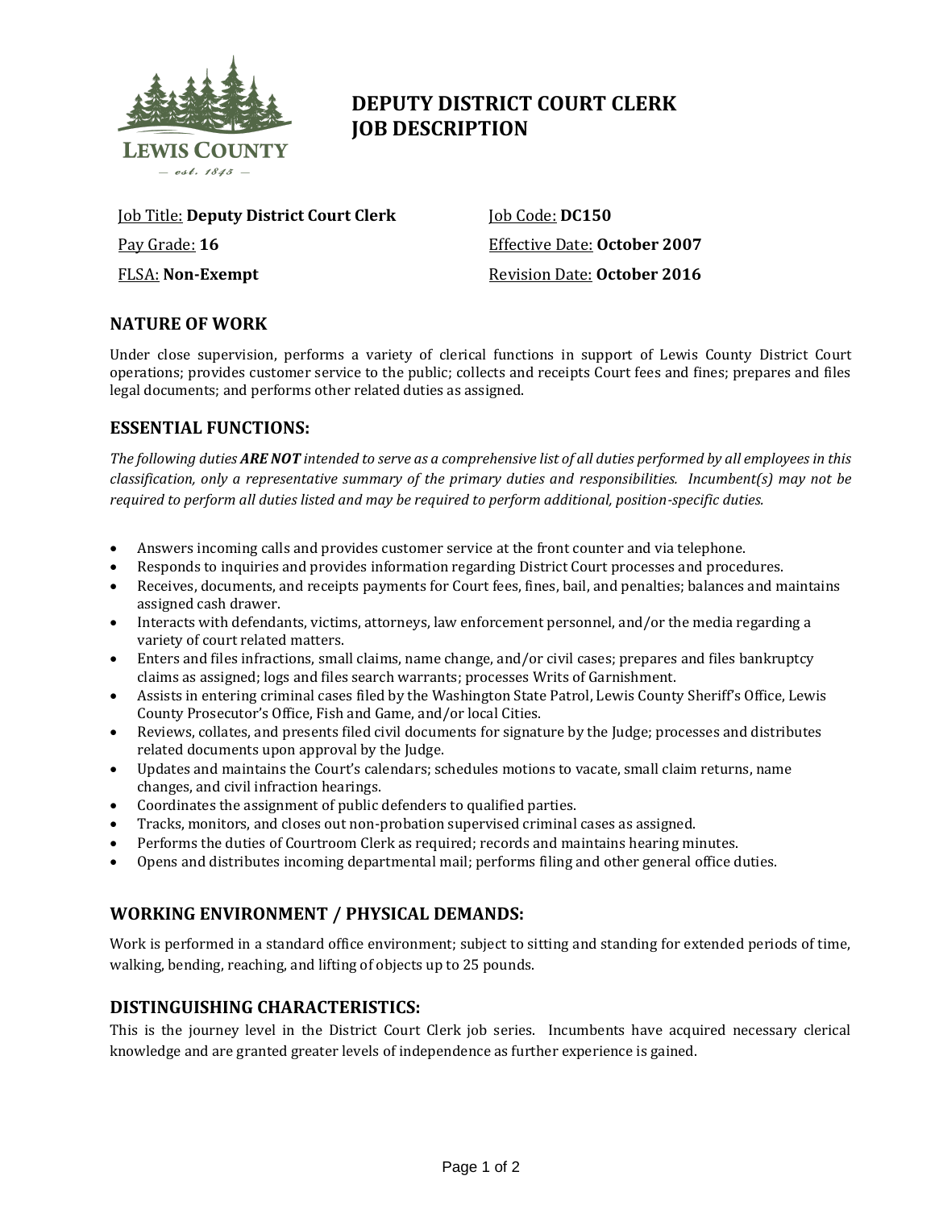LEWIS COUNTY

— est. 1845 —

# DEPUTY DISTRICT COURT CLERK JOB DESCRIPTION

| | |
|---|---|
| Job Title: **Deputy District Court Clerk** | Job Code: **DC150** |
| Pay Grade: **16** | Effective Date: **October 2007** |
| FLSA: **Non-Exempt** | Revision Date: **October 2016** |

## NATURE OF WORK

Under close supervision, performs a variety of clerical functions in support of Lewis County District Court operations; provides customer service to the public; collects and receipts Court fees and fines; prepares and files legal documents; and performs other related duties as assigned.

## ESSENTIAL FUNCTIONS:

*The following duties **ARE NOT** intended to serve as a comprehensive list of all duties performed by all employees in this classification, only a representative summary of the primary duties and responsibilities. Incumbent(s) may not be required to perform all duties listed and may be required to perform additional, position-specific duties.*

- Answers incoming calls and provides customer service at the front counter and via telephone.
- Responds to inquiries and provides information regarding District Court processes and procedures.
- Receives, documents, and receipts payments for Court fees, fines, bail, and penalties; balances and maintains assigned cash drawer.
- Interacts with defendants, victims, attorneys, law enforcement personnel, and/or the media regarding a variety of court related matters.
- Enters and files infractions, small claims, name change, and/or civil cases; prepares and files bankruptcy claims as assigned; logs and files search warrants; processes Writs of Garnishment.
- Assists in entering criminal cases filed by the Washington State Patrol, Lewis County Sheriff's Office, Lewis County Prosecutor's Office, Fish and Game, and/or local Cities.
- Reviews, collates, and presents filed civil documents for signature by the Judge; processes and distributes related documents upon approval by the Judge.
- Updates and maintains the Court's calendars; schedules motions to vacate, small claim returns, name changes, and civil infraction hearings.
- Coordinates the assignment of public defenders to qualified parties.
- Tracks, monitors, and closes out non-probation supervised criminal cases as assigned.
- Performs the duties of Courtroom Clerk as required; records and maintains hearing minutes.
- Opens and distributes incoming departmental mail; performs filing and other general office duties.

## WORKING ENVIRONMENT / PHYSICAL DEMANDS:

Work is performed in a standard office environment; subject to sitting and standing for extended periods of time, walking, bending, reaching, and lifting of objects up to 25 pounds.

## DISTINGUISHING CHARACTERISTICS:

This is the journey level in the District Court Clerk job series. Incumbents have acquired necessary clerical knowledge and are granted greater levels of independence as further experience is gained.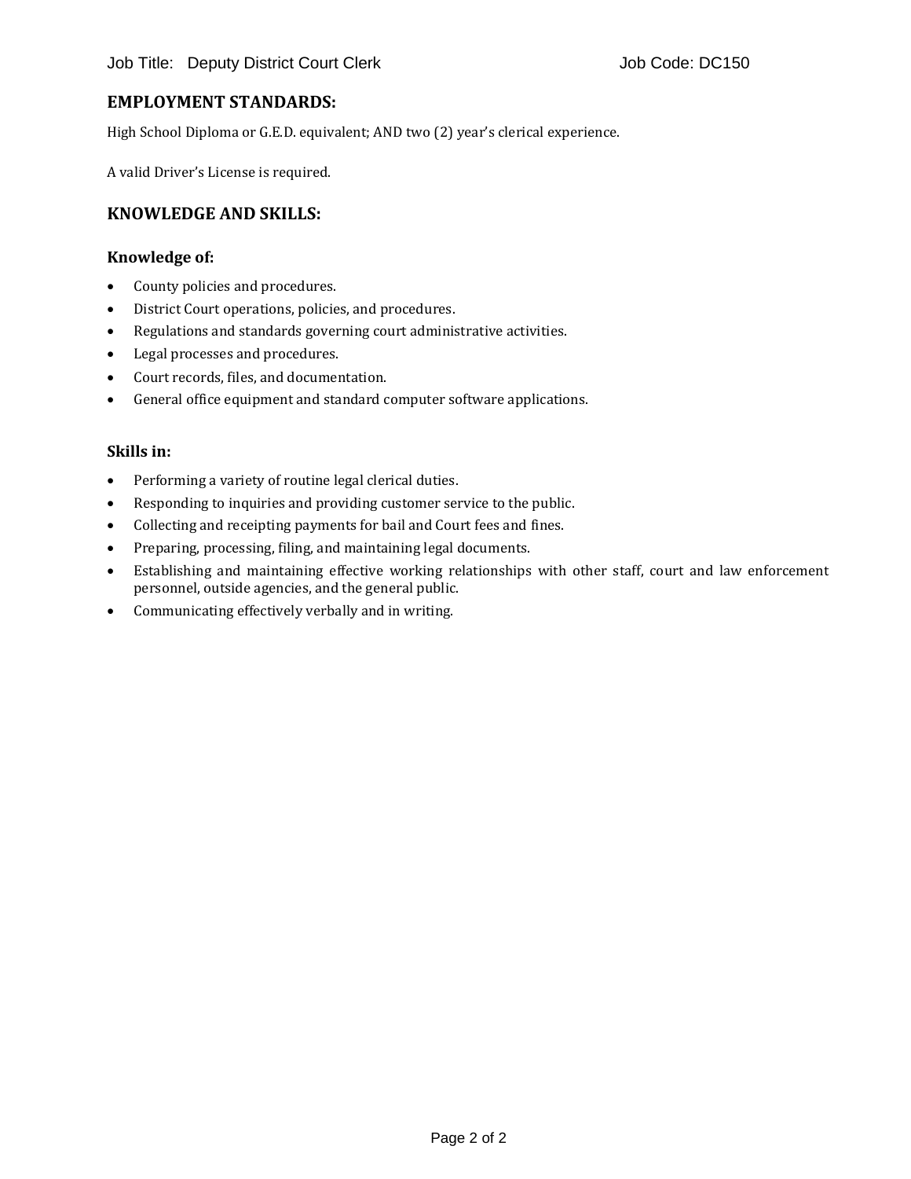## EMPLOYMENT STANDARDS:

High School Diploma or G.E.D. equivalent; AND two (2) year's clerical experience.

A valid Driver's License is required.

## KNOWLEDGE AND SKILLS:

### Knowledge of:

- County policies and procedures.
- District Court operations, policies, and procedures.
- Regulations and standards governing court administrative activities.
- Legal processes and procedures.
- Court records, files, and documentation.
- General office equipment and standard computer software applications.

### Skills in:

- Performing a variety of routine legal clerical duties.
- Responding to inquiries and providing customer service to the public.
- Collecting and receipting payments for bail and Court fees and fines.
- Preparing, processing, filing, and maintaining legal documents.
- Establishing and maintaining effective working relationships with other staff, court and law enforcement personnel, outside agencies, and the general public.
- Communicating effectively verbally and in writing.